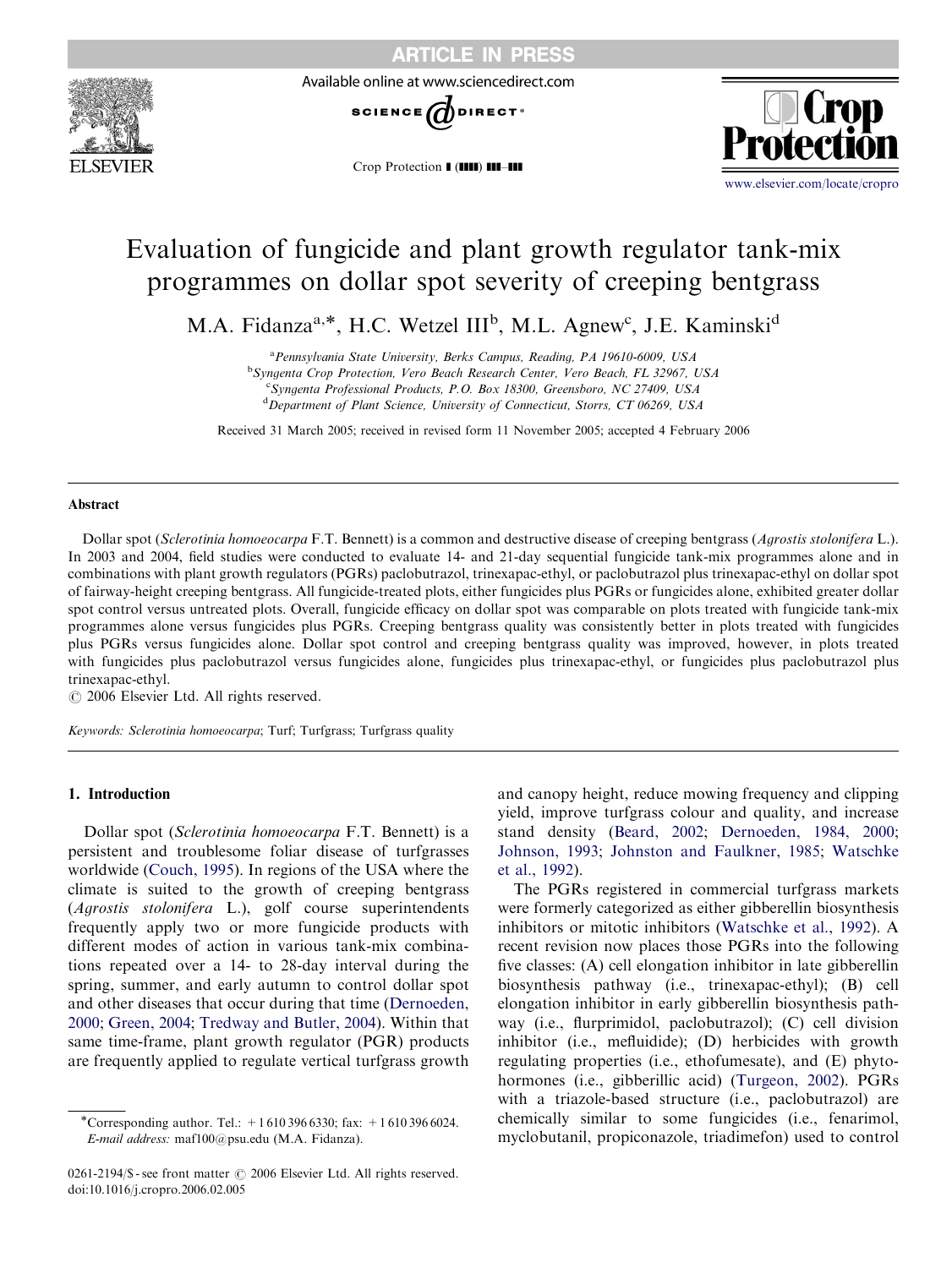# Evaluation of fungicide and plant growth regulator tank-mix programmes on dollar spot severity of creeping bentgrass

M.A. Fidanza[a,*], H.C. Wetzel III[b], M.L. Agnew[c], J.E. Kaminski[d]

[a]Pennsylvania State University, Berks Campus, Reading, PA 19610-6009, USA
[b]Syngenta Crop Protection, Vero Beach Research Center, Vero Beach, FL 32967, USA
[c]Syngenta Professional Products, P.O. Box 18300, Greensboro, NC 27409, USA
[d]Department of Plant Science, University of Connecticut, Storrs, CT 06269, USA

Received 31 March 2005; received in revised form 11 November 2005; accepted 4 February 2006

## Abstract

Dollar spot (*Sclerotinia homoeocarpa* F.T. Bennett) is a common and destructive disease of creeping bentgrass (*Agrostis stolonifera* L.). In 2003 and 2004, field studies were conducted to evaluate 14- and 21-day sequential fungicide tank-mix programmes alone and in combinations with plant growth regulators (PGRs) paclobutrazol, trinexapac-ethyl, or paclobutrazol plus trinexapac-ethyl on dollar spot of fairway-height creeping bentgrass. All fungicide-treated plots, either fungicides plus PGRs or fungicides alone, exhibited greater dollar spot control versus untreated plots. Overall, fungicide efficacy on dollar spot was comparable on plots treated with fungicide tank-mix programmes alone versus fungicides plus PGRs. Creeping bentgrass quality was consistently better in plots treated with fungicides plus PGRs versus fungicides alone. Dollar spot control and creeping bentgrass quality was improved, however, in plots treated with fungicides plus paclobutrazol versus fungicides alone, fungicides plus trinexapac-ethyl, or fungicides plus paclobutrazol plus trinexapac-ethyl.

© 2006 Elsevier Ltd. All rights reserved.

*Keywords:* *Sclerotinia homoeocarpa*; Turf; Turfgrass; Turfgrass quality

## 1. Introduction

Dollar spot (*Sclerotinia homoeocarpa* F.T. Bennett) is a persistent and troublesome foliar disease of turfgrasses worldwide (Couch, 1995). In regions of the USA where the climate is suited to the growth of creeping bentgrass (*Agrostis stolonifera* L.), golf course superintendents frequently apply two or more fungicide products with different modes of action in various tank-mix combinations repeated over a 14- to 28-day interval during the spring, summer, and early autumn to control dollar spot and other diseases that occur during that time (Dernoeden, 2000; Green, 2004; Tredway and Butler, 2004). Within that same time-frame, plant growth regulator (PGR) products are frequently applied to regulate vertical turfgrass growth and canopy height, reduce mowing frequency and clipping yield, improve turfgrass colour and quality, and increase stand density (Beard, 2002; Dernoeden, 1984, 2000; Johnson, 1993; Johnston and Faulkner, 1985; Watschke et al., 1992).

The PGRs registered in commercial turfgrass markets were formerly categorized as either gibberellin biosynthesis inhibitors or mitotic inhibitors (Watschke et al., 1992). A recent revision now places those PGRs into the following five classes: (A) cell elongation inhibitor in late gibberellin biosynthesis pathway (i.e., trinexapac-ethyl); (B) cell elongation inhibitor in early gibberellin biosynthesis pathway (i.e., flurprimidol, paclobutrazol); (C) cell division inhibitor (i.e., mefluidide); (D) herbicides with growth regulating properties (i.e., ethofumesate), and (E) phytohormones (i.e., gibberillic acid) (Turgeon, 2002). PGRs with a triazole-based structure (i.e., paclobutrazol) are chemically similar to some fungicides (i.e., fenarimol, myclobutanil, propiconazole, triadimefon) used to control

*Corresponding author. Tel.: +1 610 396 6330; fax: +1 610 396 6024.
*E-mail address:* maf100@psu.edu (M.A. Fidanza).

0261-2194/$ - see front matter © 2006 Elsevier Ltd. All rights reserved.
doi:10.1016/j.cropro.2006.02.005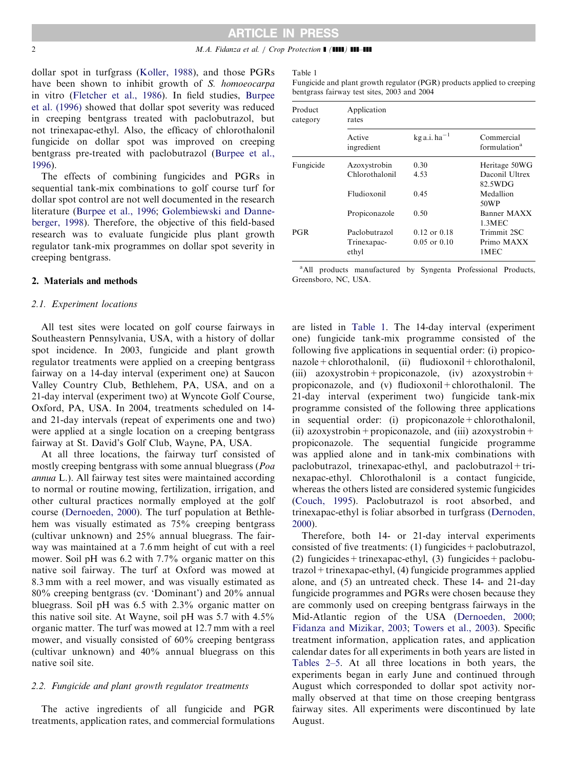dollar spot in turfgrass (Koller, 1988), and those PGRs have been shown to inhibit growth of *S. homoeocarpa* in vitro (Fletcher et al., 1986). In field studies, Burpee et al. (1996) showed that dollar spot severity was reduced in creeping bentgrass treated with paclobutrazol, but not trinexapac-ethyl. Also, the efficacy of chlorothalonil fungicide on dollar spot was improved on creeping bentgrass pre-treated with paclobutrazol (Burpee et al., 1996).

The effects of combining fungicides and PGRs in sequential tank-mix combinations to golf course turf for dollar spot control are not well documented in the research literature (Burpee et al., 1996; Golembiewski and Danneberger, 1998). Therefore, the objective of this field-based research was to evaluate fungicide plus plant growth regulator tank-mix programmes on dollar spot severity in creeping bentgrass.

## 2. Materials and methods

### 2.1. Experiment locations

All test sites were located on golf course fairways in Southeastern Pennsylvania, USA, with a history of dollar spot incidence. In 2003, fungicide and plant growth regulator treatments were applied on a creeping bentgrass fairway on a 14-day interval (experiment one) at Saucon Valley Country Club, Bethlehem, PA, USA, and on a 21-day interval (experiment two) at Wyncote Golf Course, Oxford, PA, USA. In 2004, treatments scheduled on 14- and 21-day intervals (repeat of experiments one and two) were applied at a single location on a creeping bentgrass fairway at St. David's Golf Club, Wayne, PA, USA.

At all three locations, the fairway turf consisted of mostly creeping bentgrass with some annual bluegrass (*Poa annua* L.). All fairway test sites were maintained according to normal or routine mowing, fertilization, irrigation, and other cultural practices normally employed at the golf course (Dernoeden, 2000). The turf population at Bethlehem was visually estimated as 75% creeping bentgrass (cultivar unknown) and 25% annual bluegrass. The fairway was maintained at a 7.6 mm height of cut with a reel mower. Soil pH was 6.2 with 7.7% organic matter on this native soil fairway. The turf at Oxford was mowed at 8.3 mm with a reel mower, and was visually estimated as 80% creeping bentgrass (cv. 'Dominant') and 20% annual bluegrass. Soil pH was 6.5 with 2.3% organic matter on this native soil site. At Wayne, soil pH was 5.7 with 4.5% organic matter. The turf was mowed at 12.7 mm with a reel mower, and visually consisted of 60% creeping bentgrass (cultivar unknown) and 40% annual bluegrass on this native soil site.

### 2.2. Fungicide and plant growth regulator treatments

The active ingredients of all fungicide and PGR treatments, application rates, and commercial formulations are listed in Table 1. The 14-day interval (experiment one) fungicide tank-mix programme consisted of the following five applications in sequential order: (i) propiconazole + chlorothalonil, (ii) fludioxonil + chlorothalonil, (iii) azoxystrobin + propiconazole, (iv) azoxystrobin + propiconazole, and (v) fludioxonil + chlorothalonil. The 21-day interval (experiment two) fungicide tank-mix programme consisted of the following three applications in sequential order: (i) propiconazole + chlorothalonil, (ii) azoxystrobin + propiconazole, and (iii) azoxystrobin + propiconazole. The sequential fungicide programme was applied alone and in tank-mix combinations with paclobutrazol, trinexapac-ethyl, and paclobutrazol + trinexapac-ethyl. Chlorothalonil is a contact fungicide, whereas the others listed are considered systemic fungicides (Couch, 1995). Paclobutrazol is root absorbed, and trinexapac-ethyl is foliar absorbed in turfgrass (Dernoden, 2000).

Therefore, both 14- or 21-day interval experiments consisted of five treatments: (1) fungicides + paclobutrazol, (2) fungicides + trinexapac-ethyl, (3) fungicides + paclobutrazol + trinexapac-ethyl, (4) fungicide programmes applied alone, and (5) an untreated check. These 14- and 21-day fungicide programmes and PGRs were chosen because they are commonly used on creeping bentgrass fairways in the Mid-Atlantic region of the USA (Dernoeden, 2000; Fidanza and Mizikar, 2003; Towers et al., 2003). Specific treatment information, application rates, and application calendar dates for all experiments in both years are listed in Tables 2–5. At all three locations in both years, the experiments began in early June and continued through August which corresponded to dollar spot activity normally observed at that time on those creeping bentgrass fairway sites. All experiments were discontinued by late August.

Table 1
Fungicide and plant growth regulator (PGR) products applied to creeping bentgrass fairway test sites, 2003 and 2004

| Product category | Application rates | | |
|---|---|---|---|
| | Active ingredient | kg a.i. ha$^{-1}$ | Commercial formulation[a] |
| Fungicide | Azoxystrobin | 0.30 | Heritage 50WG |
| | Chlorothalonil | 4.53 | Daconil Ultrex 82.5WDG |
| | Fludioxonil | 0.45 | Medallion 50WP |
| | Propiconazole | 0.50 | Banner MAXX 1.3MEC |
| PGR | Paclobutrazol | 0.12 or 0.18 | Trimmit 2SC |
| | Trinexapac-ethyl | 0.05 or 0.10 | Primo MAXX 1MEC |

[a]All products manufactured by Syngenta Professional Products, Greensboro, NC, USA.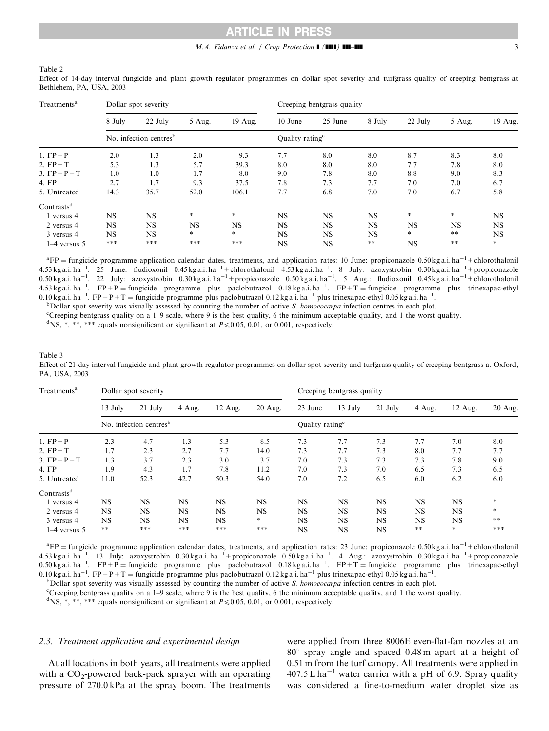Table 2

Effect of 14-day interval fungicide and plant growth regulator programmes on dollar spot severity and turfgrass quality of creeping bentgrass at Bethlehem, PA, USA, 2003

| Treatments[a] | Dollar spot severity | | | | Creeping bentgrass quality | | | | | |
|---|---|---|---|---|---|---|---|---|---|---|
| | 8 July | 22 July | 5 Aug. | 19 Aug. | 10 June | 25 June | 8 July | 22 July | 5 Aug. | 19 Aug. |
| | No. infection centres[b] | | | | Quality rating[c] | | | | | |
| 1. FP + P | 2.0 | 1.3 | 2.0 | 9.3 | 7.7 | 8.0 | 8.0 | 8.7 | 8.3 | 8.0 |
| 2. FP + T | 5.3 | 1.3 | 5.7 | 39.3 | 8.0 | 8.0 | 8.0 | 7.7 | 7.8 | 8.0 |
| 3. FP + P + T | 1.0 | 1.0 | 1.7 | 8.0 | 9.0 | 7.8 | 8.0 | 8.8 | 9.0 | 8.3 |
| 4. FP | 2.7 | 1.7 | 9.3 | 37.5 | 7.8 | 7.3 | 7.7 | 7.0 | 7.0 | 6.7 |
| 5. Untreated | 14.3 | 35.7 | 52.0 | 106.1 | 7.7 | 6.8 | 7.0 | 7.0 | 6.7 | 5.8 |
| Contrasts[d] | | | | | | | | | | |
| 1 versus 4 | NS | NS | * | * | NS | NS | NS | * | * | NS |
| 2 versus 4 | NS | NS | NS | NS | NS | NS | NS | NS | NS | NS |
| 3 versus 4 | NS | NS | * | * | NS | NS | NS | * | ** | NS |
| 1–4 versus 5 | *** | *** | *** | *** | NS | NS | ** | NS | ** | * |

[a]FP = fungicide programme application calendar dates, treatments, and application rates: 10 June: propiconazole 0.50 kg a.i. $ha^{-1}$ + chlorothalonil 4.53 kg a.i. $ha^{-1}$. 25 June: fludioxonil 0.45 kg a.i. $ha^{-1}$ + chlorothalonil 4.53 kg a.i. $ha^{-1}$. 8 July: azoxystrobin 0.30 kg a.i. $ha^{-1}$ + propiconazole 0.50 kg a.i. $ha^{-1}$. 22 July: azoxystrobin 0.30 kg a.i. $ha^{-1}$ + propiconazole 0.50 kg a.i. $ha^{-1}$. 5 Aug.: fludioxonil 0.45 kg a.i. $ha^{-1}$ + chlorothalonil 4.53 kg a.i. $ha^{-1}$. FP + P = fungicide programme plus paclobutrazol 0.18 kg a.i. $ha^{-1}$. FP + T = fungicide programme plus trinexapac-ethyl 0.10 kg a.i. $ha^{-1}$. FP + P + T = fungicide programme plus paclobutrazol 0.12 kg a.i. $ha^{-1}$ plus trinexapac-ethyl 0.05 kg a.i. $ha^{-1}$.

[b]Dollar spot severity was visually assessed by counting the number of active *S. homoeocarpa* infection centres in each plot.

[c]Creeping bentgrass quality on a 1–9 scale, where 9 is the best quality, 6 the minimum acceptable quality, and 1 the worst quality.

[d]NS, *, **, *** equals nonsignificant or significant at $P \leq 0.05$, 0.01, or 0.001, respectively.

Table 3

Effect of 21-day interval fungicide and plant growth regulator programmes on dollar spot severity and turfgrass quality of creeping bentgrass at Oxford, PA, USA, 2003

| Treatments[a] | Dollar spot severity | | | | | Creeping bentgrass quality | | | | | |
|---|---|---|---|---|---|---|---|---|---|---|---|
| | 13 July | 21 July | 4 Aug. | 12 Aug. | 20 Aug. | 23 June | 13 July | 21 July | 4 Aug. | 12 Aug. | 20 Aug. |
| | No. infection centres[b] | | | | | Quality rating[c] | | | | | |
| 1. FP + P | 2.3 | 4.7 | 1.3 | 5.3 | 8.5 | 7.3 | 7.7 | 7.3 | 7.7 | 7.0 | 8.0 |
| 2. FP + T | 1.7 | 2.3 | 2.7 | 7.7 | 14.0 | 7.3 | 7.7 | 7.3 | 8.0 | 7.7 | 7.7 |
| 3. FP + P + T | 1.3 | 3.7 | 2.3 | 3.0 | 3.7 | 7.0 | 7.3 | 7.3 | 7.3 | 7.8 | 9.0 |
| 4. FP | 1.9 | 4.3 | 1.7 | 7.8 | 11.2 | 7.0 | 7.3 | 7.0 | 6.5 | 7.3 | 6.5 |
| 5. Untreated | 11.0 | 52.3 | 42.7 | 50.3 | 54.0 | 7.0 | 7.2 | 6.5 | 6.0 | 6.2 | 6.0 |
| Contrasts[d] | | | | | | | | | | | |
| 1 versus 4 | NS | NS | NS | NS | NS | NS | NS | NS | NS | NS | * |
| 2 versus 4 | NS | NS | NS | NS | NS | NS | NS | NS | NS | NS | * |
| 3 versus 4 | NS | NS | NS | NS | * | NS | NS | NS | NS | NS | ** |
| 1–4 versus 5 | ** | *** | *** | *** | *** | NS | NS | NS | ** | * | *** |

[a]FP = fungicide programme application calendar dates, treatments, and application rates: 23 June: propiconazole 0.50 kg a.i. $ha^{-1}$ + chlorothalonil 4.53 kg a.i. $ha^{-1}$. 13 July: azoxystrobin 0.30 kg a.i. $ha^{-1}$ + propiconazole 0.50 kg a.i. $ha^{-1}$. 4 Aug.: azoxystrobin 0.30 kg a.i. $ha^{-1}$ + propiconazole 0.50 kg a.i. $ha^{-1}$. FP + P = fungicide programme plus paclobutrazol 0.18 kg a.i. $ha^{-1}$. FP + T = fungicide programme plus trinexapac-ethyl 0.10 kg a.i. $ha^{-1}$. FP + P + T = fungicide programme plus paclobutrazol 0.12 kg a.i. $ha^{-1}$ plus trinexapac-ethyl 0.05 kg a.i. $ha^{-1}$.

[b]Dollar spot severity was visually assessed by counting the number of active *S. homoeocarpa* infection centres in each plot.

[c]Creeping bentgrass quality on a 1–9 scale, where 9 is the best quality, 6 the minimum acceptable quality, and 1 the worst quality.

[d]NS, *, **, *** equals nonsignificant or significant at $P \leq 0.05$, 0.01, or 0.001, respectively.

### 2.3. Treatment application and experimental design

At all locations in both years, all treatments were applied with a $CO_2$-powered back-pack sprayer with an operating pressure of 270.0 kPa at the spray boom. The treatments were applied from three 8006E even-flat-fan nozzles at an 80° spray angle and spaced 0.48 m apart at a height of 0.51 m from the turf canopy. All treatments were applied in 407.5 L $ha^{-1}$ water carrier with a pH of 6.9. Spray quality was considered a fine-to-medium water droplet size as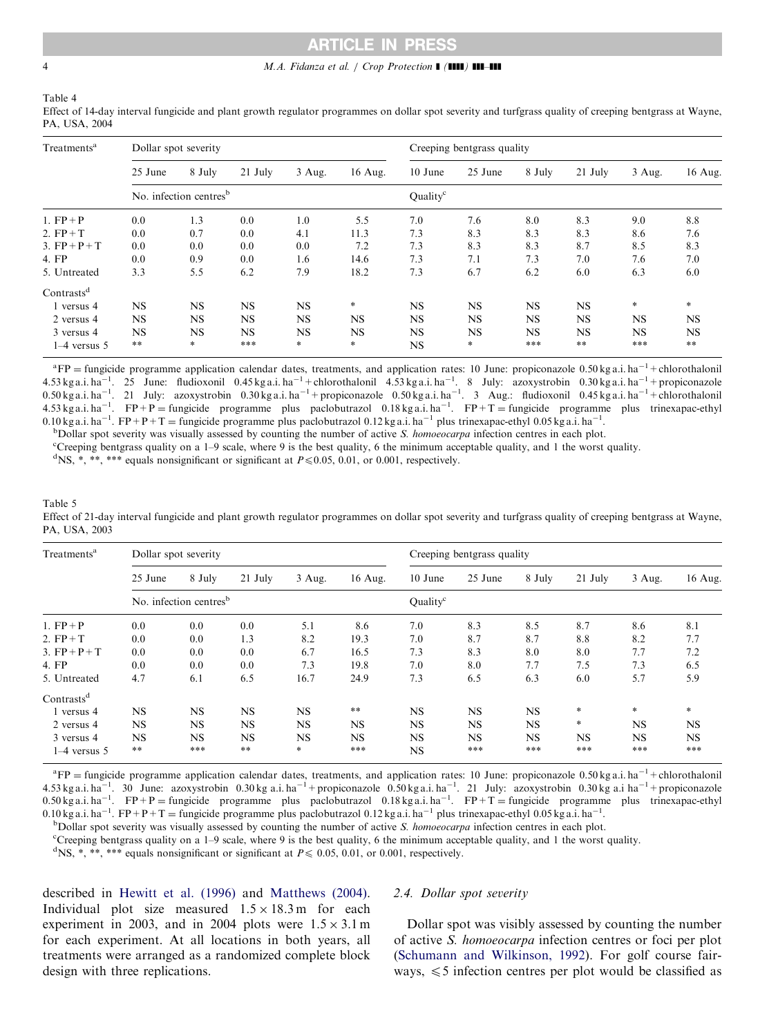Table 4
Effect of 14-day interval fungicide and plant growth regulator programmes on dollar spot severity and turfgrass quality of creeping bentgrass at Wayne, PA, USA, 2004

| Treatments[a] | Dollar spot severity | | | | | Creeping bentgrass quality | | | | | |
|---|---|---|---|---|---|---|---|---|---|---|---|
| | 25 June | 8 July | 21 July | 3 Aug. | 16 Aug. | 10 June | 25 June | 8 July | 21 July | 3 Aug. | 16 Aug. |
| | No. infection centres[b] | | | | | Quality[c] | | | | | |
| 1. FP+P | 0.0 | 1.3 | 0.0 | 1.0 | 5.5 | 7.0 | 7.6 | 8.0 | 8.3 | 9.0 | 8.8 |
| 2. FP+T | 0.0 | 0.7 | 0.0 | 4.1 | 11.3 | 7.3 | 8.3 | 8.3 | 8.3 | 8.6 | 7.6 |
| 3. FP+P+T | 0.0 | 0.0 | 0.0 | 0.0 | 7.2 | 7.3 | 8.3 | 8.3 | 8.7 | 8.5 | 8.3 |
| 4. FP | 0.0 | 0.9 | 0.0 | 1.6 | 14.6 | 7.3 | 7.1 | 7.3 | 7.0 | 7.6 | 7.0 |
| 5. Untreated | 3.3 | 5.5 | 6.2 | 7.9 | 18.2 | 7.3 | 6.7 | 6.2 | 6.0 | 6.3 | 6.0 |
| Contrasts[d] | | | | | | | | | | | |
| 1 versus 4 | NS | NS | NS | NS | * | NS | NS | NS | NS | * | * |
| 2 versus 4 | NS | NS | NS | NS | NS | NS | NS | NS | NS | NS | NS |
| 3 versus 4 | NS | NS | NS | NS | NS | NS | NS | NS | NS | NS | NS |
| 1–4 versus 5 | ** | * | *** | * | * | NS | * | *** | ** | *** | ** |

[a]FP = fungicide programme application calendar dates, treatments, and application rates: 10 June: propiconazole 0.50 kg a.i. $ha^{-1}$ + chlorothalonil 4.53 kg a.i. $ha^{-1}$. 25 June: fludioxonil 0.45 kg a.i. $ha^{-1}$ + chlorothalonil 4.53 kg a.i. $ha^{-1}$. 8 July: azoxystrobin 0.30 kg a.i. $ha^{-1}$ + propiconazole 0.50 kg a.i. $ha^{-1}$. 21 July: azoxystrobin 0.30 kg a.i. $ha^{-1}$ + propiconazole 0.50 kg a.i. $ha^{-1}$. 3 Aug.: fludioxonil 0.45 kg a.i. $ha^{-1}$ + chlorothalonil 4.53 kg a.i. $ha^{-1}$. FP+P = fungicide programme plus paclobutrazol 0.18 kg a.i. $ha^{-1}$. FP+T = fungicide programme plus trinexapac-ethyl 0.10 kg a.i. $ha^{-1}$. FP+P+T = fungicide programme plus paclobutrazol 0.12 kg a.i. $ha^{-1}$ plus trinexapac-ethyl 0.05 kg a.i. $ha^{-1}$.
[b]Dollar spot severity was visually assessed by counting the number of active *S. homoeocarpa* infection centres in each plot.
[c]Creeping bentgrass quality on a 1–9 scale, where 9 is the best quality, 6 the minimum acceptable quality, and 1 the worst quality.
[d]NS, *, **, *** equals nonsignificant or significant at $P \leq 0.05$, 0.01, or 0.001, respectively.

Table 5
Effect of 21-day interval fungicide and plant growth regulator programmes on dollar spot severity and turfgrass quality of creeping bentgrass at Wayne, PA, USA, 2003

| Treatments[a] | Dollar spot severity | | | | | Creeping bentgrass quality | | | | | |
|---|---|---|---|---|---|---|---|---|---|---|---|
| | 25 June | 8 July | 21 July | 3 Aug. | 16 Aug. | 10 June | 25 June | 8 July | 21 July | 3 Aug. | 16 Aug. |
| | No. infection centres[b] | | | | | Quality[c] | | | | | |
| 1. FP+P | 0.0 | 0.0 | 0.0 | 5.1 | 8.6 | 7.0 | 8.3 | 8.5 | 8.7 | 8.6 | 8.1 |
| 2. FP+T | 0.0 | 0.0 | 1.3 | 8.2 | 19.3 | 7.0 | 8.7 | 8.7 | 8.8 | 8.2 | 7.7 |
| 3. FP+P+T | 0.0 | 0.0 | 0.0 | 6.7 | 16.5 | 7.3 | 8.3 | 8.0 | 8.0 | 7.7 | 7.2 |
| 4. FP | 0.0 | 0.0 | 0.0 | 7.3 | 19.8 | 7.0 | 8.0 | 7.7 | 7.5 | 7.3 | 6.5 |
| 5. Untreated | 4.7 | 6.1 | 6.5 | 16.7 | 24.9 | 7.3 | 6.5 | 6.3 | 6.0 | 5.7 | 5.9 |
| Contrasts[d] | | | | | | | | | | | |
| 1 versus 4 | NS | NS | NS | NS | ** | NS | NS | NS | * | * | * |
| 2 versus 4 | NS | NS | NS | NS | NS | NS | NS | NS | * | NS | NS |
| 3 versus 4 | NS | NS | NS | NS | NS | NS | NS | NS | NS | NS | NS |
| 1–4 versus 5 | ** | *** | ** | * | *** | NS | *** | *** | *** | *** | *** |

[a]FP = fungicide programme application calendar dates, treatments, and application rates: 10 June: propiconazole 0.50 kg a.i. $ha^{-1}$ + chlorothalonil 4.53 kg a.i. $ha^{-1}$. 30 June: azoxystrobin 0.30 kg a.i. $ha^{-1}$ + propiconazole 0.50 kg a.i. $ha^{-1}$. 21 July: azoxystrobin 0.30 kg a.i $ha^{-1}$ + propiconazole 0.50 kg a.i. $ha^{-1}$. FP+P = fungicide programme plus paclobutrazol 0.18 kg a.i. $ha^{-1}$. FP+T = fungicide programme plus trinexapac-ethyl 0.10 kg a.i. $ha^{-1}$. FP+P+T = fungicide programme plus paclobutrazol 0.12 kg a.i. $ha^{-1}$ plus trinexapac-ethyl 0.05 kg a.i. $ha^{-1}$.
[b]Dollar spot severity was visually assessed by counting the number of active *S. homoeocarpa* infection centres in each plot.
[c]Creeping bentgrass quality on a 1–9 scale, where 9 is the best quality, 6 the minimum acceptable quality, and 1 the worst quality.
[d]NS, *, **, *** equals nonsignificant or significant at $P \leq 0.05$, 0.01, or 0.001, respectively.

described in Hewitt et al. (1996) and Matthews (2004). Individual plot size measured $1.5 \times 18.3$ m for each experiment in 2003, and in 2004 plots were $1.5 \times 3.1$ m for each experiment. At all locations in both years, all treatments were arranged as a randomized complete block design with three replications.

### 2.4. Dollar spot severity

Dollar spot was visibly assessed by counting the number of active *S. homoeocarpa* infection centres or foci per plot (Schumann and Wilkinson, 1992). For golf course fairways, $\leq 5$ infection centres per plot would be classified as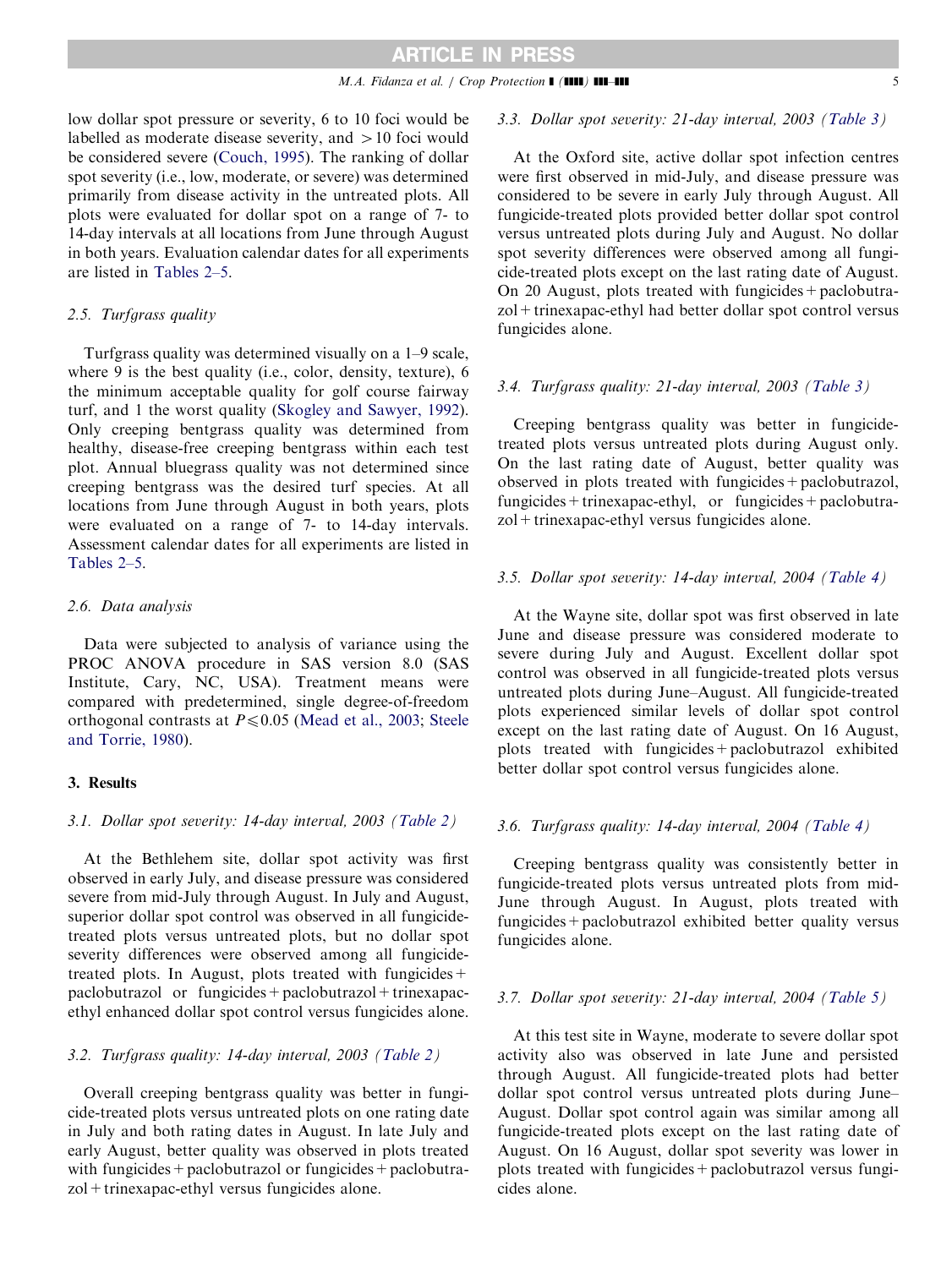low dollar spot pressure or severity, 6 to 10 foci would be labelled as moderate disease severity, and >10 foci would be considered severe (Couch, 1995). The ranking of dollar spot severity (i.e., low, moderate, or severe) was determined primarily from disease activity in the untreated plots. All plots were evaluated for dollar spot on a range of 7- to 14-day intervals at all locations from June through August in both years. Evaluation calendar dates for all experiments are listed in Tables 2–5.

### 2.5. Turfgrass quality

Turfgrass quality was determined visually on a 1–9 scale, where 9 is the best quality (i.e., color, density, texture), 6 the minimum acceptable quality for golf course fairway turf, and 1 the worst quality (Skogley and Sawyer, 1992). Only creeping bentgrass quality was determined from healthy, disease-free creeping bentgrass within each test plot. Annual bluegrass quality was not determined since creeping bentgrass was the desired turf species. At all locations from June through August in both years, plots were evaluated on a range of 7- to 14-day intervals. Assessment calendar dates for all experiments are listed in Tables 2–5.

### 2.6. Data analysis

Data were subjected to analysis of variance using the PROC ANOVA procedure in SAS version 8.0 (SAS Institute, Cary, NC, USA). Treatment means were compared with predetermined, single degree-of-freedom orthogonal contrasts at $P \leqslant 0.05$ (Mead et al., 2003; Steele and Torrie, 1980).

## 3. Results

### 3.1. Dollar spot severity: 14-day interval, 2003 (Table 2)

At the Bethlehem site, dollar spot activity was first observed in early July, and disease pressure was considered severe from mid-July through August. In July and August, superior dollar spot control was observed in all fungicide-treated plots versus untreated plots, but no dollar spot severity differences were observed among all fungicide-treated plots. In August, plots treated with fungicides + paclobutrazol or fungicides + paclobutrazol + trinexapac-ethyl enhanced dollar spot control versus fungicides alone.

### 3.2. Turfgrass quality: 14-day interval, 2003 (Table 2)

Overall creeping bentgrass quality was better in fungicide-treated plots versus untreated plots on one rating date in July and both rating dates in August. In late July and early August, better quality was observed in plots treated with fungicides + paclobutrazol or fungicides + paclobutrazol + trinexapac-ethyl versus fungicides alone.

### 3.3. Dollar spot severity: 21-day interval, 2003 (Table 3)

At the Oxford site, active dollar spot infection centres were first observed in mid-July, and disease pressure was considered to be severe in early July through August. All fungicide-treated plots provided better dollar spot control versus untreated plots during July and August. No dollar spot severity differences were observed among all fungicide-treated plots except on the last rating date of August. On 20 August, plots treated with fungicides + paclobutrazol + trinexapac-ethyl had better dollar spot control versus fungicides alone.

### 3.4. Turfgrass quality: 21-day interval, 2003 (Table 3)

Creeping bentgrass quality was better in fungicide-treated plots versus untreated plots during August only. On the last rating date of August, better quality was observed in plots treated with fungicides + paclobutrazol, fungicides + trinexapac-ethyl, or fungicides + paclobutrazol + trinexapac-ethyl versus fungicides alone.

### 3.5. Dollar spot severity: 14-day interval, 2004 (Table 4)

At the Wayne site, dollar spot was first observed in late June and disease pressure was considered moderate to severe during July and August. Excellent dollar spot control was observed in all fungicide-treated plots versus untreated plots during June–August. All fungicide-treated plots experienced similar levels of dollar spot control except on the last rating date of August. On 16 August, plots treated with fungicides + paclobutrazol exhibited better dollar spot control versus fungicides alone.

### 3.6. Turfgrass quality: 14-day interval, 2004 (Table 4)

Creeping bentgrass quality was consistently better in fungicide-treated plots versus untreated plots from mid-June through August. In August, plots treated with fungicides + paclobutrazol exhibited better quality versus fungicides alone.

### 3.7. Dollar spot severity: 21-day interval, 2004 (Table 5)

At this test site in Wayne, moderate to severe dollar spot activity also was observed in late June and persisted through August. All fungicide-treated plots had better dollar spot control versus untreated plots during June–August. Dollar spot control again was similar among all fungicide-treated plots except on the last rating date of August. On 16 August, dollar spot severity was lower in plots treated with fungicides + paclobutrazol versus fungicides alone.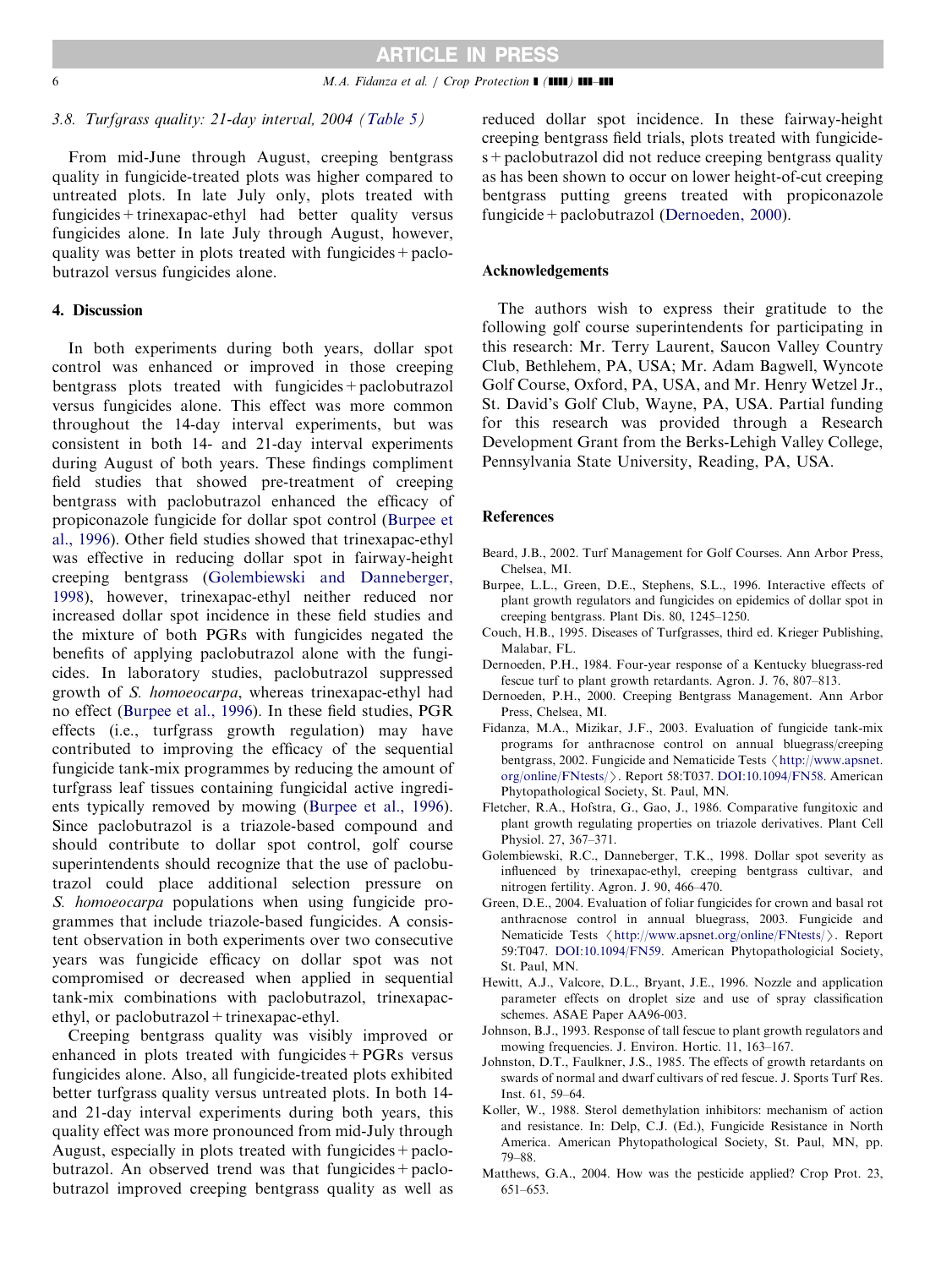### 3.8. Turfgrass quality: 21-day interval, 2004 (Table 5)

From mid-June through August, creeping bentgrass quality in fungicide-treated plots was higher compared to untreated plots. In late July only, plots treated with fungicides + trinexapac-ethyl had better quality versus fungicides alone. In late July through August, however, quality was better in plots treated with fungicides + paclobutrazol versus fungicides alone.

## 4. Discussion

In both experiments during both years, dollar spot control was enhanced or improved in those creeping bentgrass plots treated with fungicides + paclobutrazol versus fungicides alone. This effect was more common throughout the 14-day interval experiments, but was consistent in both 14- and 21-day interval experiments during August of both years. These findings compliment field studies that showed pre-treatment of creeping bentgrass with paclobutrazol enhanced the efficacy of propiconazole fungicide for dollar spot control (Burpee et al., 1996). Other field studies showed that trinexapac-ethyl was effective in reducing dollar spot in fairway-height creeping bentgrass (Golembiewski and Danneberger, 1998), however, trinexapac-ethyl neither reduced nor increased dollar spot incidence in these field studies and the mixture of both PGRs with fungicides negated the benefits of applying paclobutrazol alone with the fungicides. In laboratory studies, paclobutrazol suppressed growth of *S. homoeocarpa*, whereas trinexapac-ethyl had no effect (Burpee et al., 1996). In these field studies, PGR effects (i.e., turfgrass growth regulation) may have contributed to improving the efficacy of the sequential fungicide tank-mix programmes by reducing the amount of turfgrass leaf tissues containing fungicidal active ingredients typically removed by mowing (Burpee et al., 1996). Since paclobutrazol is a triazole-based compound and should contribute to dollar spot control, golf course superintendents should recognize that the use of paclobutrazol could place additional selection pressure on *S. homoeocarpa* populations when using fungicide programmes that include triazole-based fungicides. A consistent observation in both experiments over two consecutive years was fungicide efficacy on dollar spot was not compromised or decreased when applied in sequential tank-mix combinations with paclobutrazol, trinexapac-ethyl, or paclobutrazol + trinexapac-ethyl.

Creeping bentgrass quality was visibly improved or enhanced in plots treated with fungicides + PGRs versus fungicides alone. Also, all fungicide-treated plots exhibited better turfgrass quality versus untreated plots. In both 14- and 21-day interval experiments during both years, this quality effect was more pronounced from mid-July through August, especially in plots treated with fungicides + paclobutrazol. An observed trend was that fungicides + paclobutrazol improved creeping bentgrass quality as well as reduced dollar spot incidence. In these fairway-height creeping bentgrass field trials, plots treated with fungicides + paclobutrazol did not reduce creeping bentgrass quality as has been shown to occur on lower height-of-cut creeping bentgrass putting greens treated with propiconazole fungicide + paclobutrazol (Dernoeden, 2000).

## Acknowledgements

The authors wish to express their gratitude to the following golf course superintendents for participating in this research: Mr. Terry Laurent, Saucon Valley Country Club, Bethlehem, PA, USA; Mr. Adam Bagwell, Wyncote Golf Course, Oxford, PA, USA, and Mr. Henry Wetzel Jr., St. David's Golf Club, Wayne, PA, USA. Partial funding for this research was provided through a Research Development Grant from the Berks-Lehigh Valley College, Pennsylvania State University, Reading, PA, USA.

## References

Beard, J.B., 2002. Turf Management for Golf Courses. Ann Arbor Press, Chelsea, MI.

Burpee, L.L., Green, D.E., Stephens, S.L., 1996. Interactive effects of plant growth regulators and fungicides on epidemics of dollar spot in creeping bentgrass. Plant Dis. 80, 1245–1250.

Couch, H.B., 1995. Diseases of Turfgrasses, third ed. Krieger Publishing, Malabar, FL.

Dernoeden, P.H., 1984. Four-year response of a Kentucky bluegrass-red fescue turf to plant growth retardants. Agron. J. 76, 807–813.

Dernoeden, P.H., 2000. Creeping Bentgrass Management. Ann Arbor Press, Chelsea, MI.

Fidanza, M.A., Mizikar, J.F., 2003. Evaluation of fungicide tank-mix programs for anthracnose control on annual bluegrass/creeping bentgrass, 2002. Fungicide and Nematicide Tests ⟨http://www.apsnet.org/online/FNtests/⟩. Report 58:T037. DOI:10.1094/FN58. American Phytopathological Society, St. Paul, MN.

Fletcher, R.A., Hofstra, G., Gao, J., 1986. Comparative fungitoxic and plant growth regulating properties on triazole derivatives. Plant Cell Physiol. 27, 367–371.

Golembiewski, R.C., Danneberger, T.K., 1998. Dollar spot severity as influenced by trinexapac-ethyl, creeping bentgrass cultivar, and nitrogen fertility. Agron. J. 90, 466–470.

Green, D.E., 2004. Evaluation of foliar fungicides for crown and basal rot anthracnose control in annual bluegrass, 2003. Fungicide and Nematicide Tests ⟨http://www.apsnet.org/online/FNtests/⟩. Report 59:T047. DOI:10.1094/FN59. American Phytopathologicial Society, St. Paul, MN.

Hewitt, A.J., Valcore, D.L., Bryant, J.E., 1996. Nozzle and application parameter effects on droplet size and use of spray classification schemes. ASAE Paper AA96-003.

Johnson, B.J., 1993. Response of tall fescue to plant growth regulators and mowing frequencies. J. Environ. Hortic. 11, 163–167.

Johnston, D.T., Faulkner, J.S., 1985. The effects of growth retardants on swards of normal and dwarf cultivars of red fescue. J. Sports Turf Res. Inst. 61, 59–64.

Koller, W., 1988. Sterol demethylation inhibitors: mechanism of action and resistance. In: Delp, C.J. (Ed.), Fungicide Resistance in North America. American Phytopathological Society, St. Paul, MN, pp. 79–88.

Matthews, G.A., 2004. How was the pesticide applied? Crop Prot. 23, 651–653.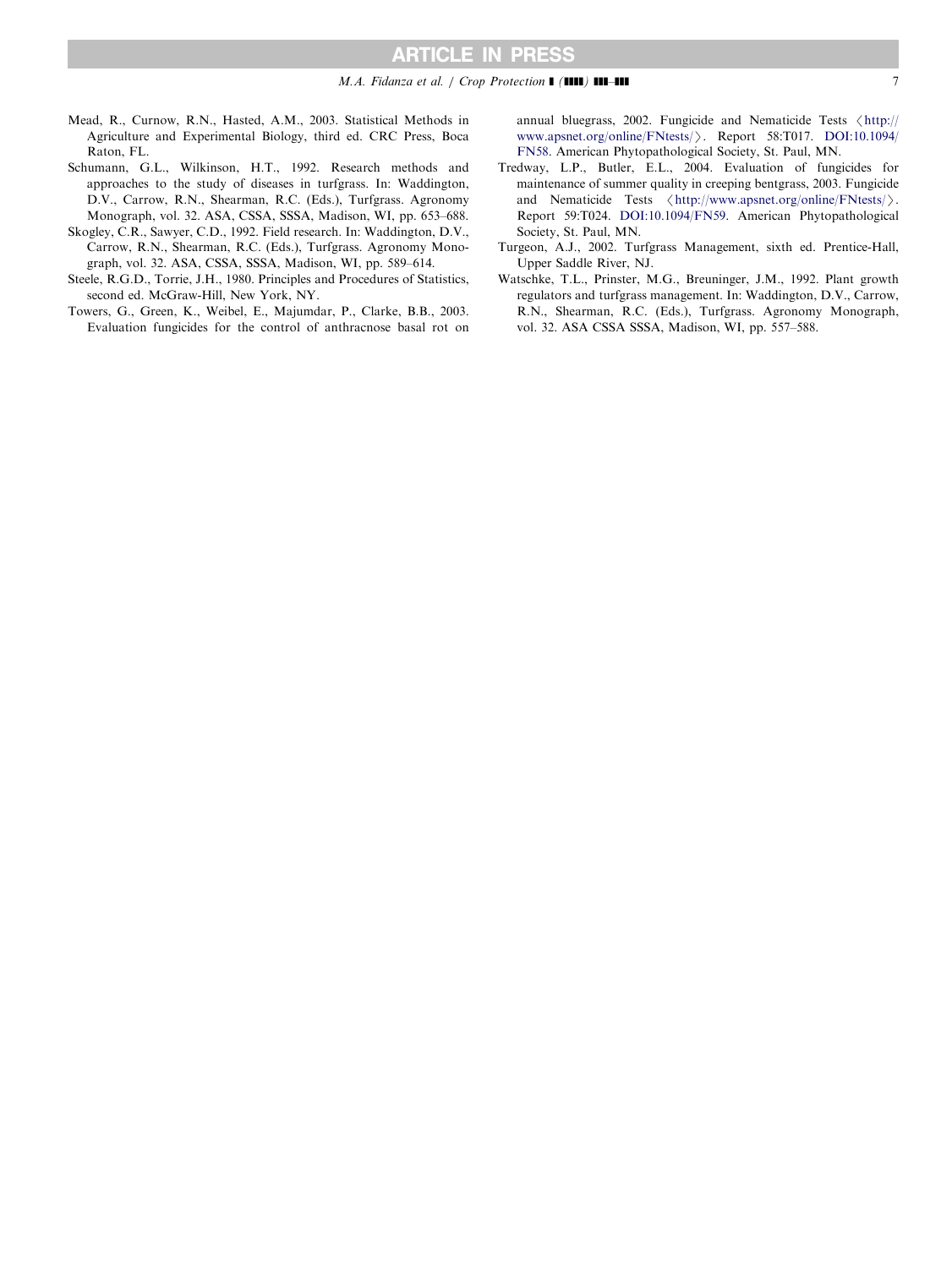Mead, R., Curnow, R.N., Hasted, A.M., 2003. Statistical Methods in Agriculture and Experimental Biology, third ed. CRC Press, Boca Raton, FL.

Schumann, G.L., Wilkinson, H.T., 1992. Research methods and approaches to the study of diseases in turfgrass. In: Waddington, D.V., Carrow, R.N., Shearman, R.C. (Eds.), Turfgrass. Agronomy Monograph, vol. 32. ASA, CSSA, SSSA, Madison, WI, pp. 653–688.

Skogley, C.R., Sawyer, C.D., 1992. Field research. In: Waddington, D.V., Carrow, R.N., Shearman, R.C. (Eds.), Turfgrass. Agronomy Monograph, vol. 32. ASA, CSSA, SSSA, Madison, WI, pp. 589–614.

Steele, R.G.D., Torrie, J.H., 1980. Principles and Procedures of Statistics, second ed. McGraw-Hill, New York, NY.

Towers, G., Green, K., Weibel, E., Majumdar, P., Clarke, B.B., 2003. Evaluation fungicides for the control of anthracnose basal rot on annual bluegrass, 2002. Fungicide and Nematicide Tests 〈http://www.apsnet.org/online/FNtests/〉. Report 58:T017. DOI:10.1094/FN58. American Phytopathological Society, St. Paul, MN.

Tredway, L.P., Butler, E.L., 2004. Evaluation of fungicides for maintenance of summer quality in creeping bentgrass, 2003. Fungicide and Nematicide Tests 〈http://www.apsnet.org/online/FNtests/〉. Report 59:T024. DOI:10.1094/FN59. American Phytopathological Society, St. Paul, MN.

Turgeon, A.J., 2002. Turfgrass Management, sixth ed. Prentice-Hall, Upper Saddle River, NJ.

Watschke, T.L., Prinster, M.G., Breuninger, J.M., 1992. Plant growth regulators and turfgrass management. In: Waddington, D.V., Carrow, R.N., Shearman, R.C. (Eds.), Turfgrass. Agronomy Monograph, vol. 32. ASA CSSA SSSA, Madison, WI, pp. 557–588.